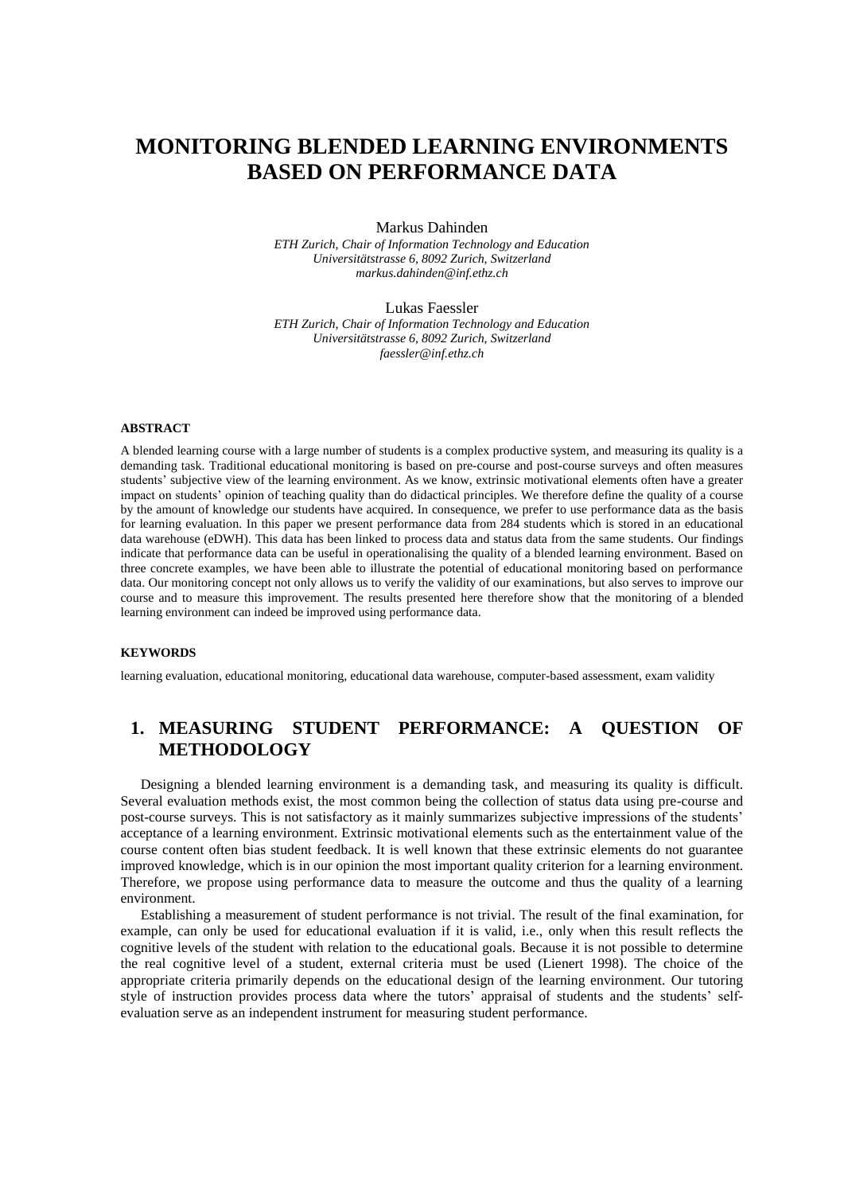# MONITORING BLENDED LEARNING ENVIRONMENTS BASED ON PERFORMANCE DATA

Markus Dahinden

*ETH Zurich, Chair of Information Technology and Education*
*Universitätstrasse 6, 8092 Zurich, Switzerland*
*markus.dahinden@inf.ethz.ch*

Lukas Faessler

*ETH Zurich, Chair of Information Technology and Education*
*Universitätstrasse 6, 8092 Zurich, Switzerland*
*faessler@inf.ethz.ch*

#### ABSTRACT

A blended learning course with a large number of students is a complex productive system, and measuring its quality is a demanding task. Traditional educational monitoring is based on pre-course and post-course surveys and often measures students' subjective view of the learning environment. As we know, extrinsic motivational elements often have a greater impact on students' opinion of teaching quality than do didactical principles. We therefore define the quality of a course by the amount of knowledge our students have acquired. In consequence, we prefer to use performance data as the basis for learning evaluation. In this paper we present performance data from 284 students which is stored in an educational data warehouse (eDWH). This data has been linked to process data and status data from the same students. Our findings indicate that performance data can be useful in operationalising the quality of a blended learning environment. Based on three concrete examples, we have been able to illustrate the potential of educational monitoring based on performance data. Our monitoring concept not only allows us to verify the validity of our examinations, but also serves to improve our course and to measure this improvement. The results presented here therefore show that the monitoring of a blended learning environment can indeed be improved using performance data.

#### KEYWORDS

learning evaluation, educational monitoring, educational data warehouse, computer-based assessment, exam validity

## 1. MEASURING STUDENT PERFORMANCE: A QUESTION OF METHODOLOGY

Designing a blended learning environment is a demanding task, and measuring its quality is difficult. Several evaluation methods exist, the most common being the collection of status data using pre-course and post-course surveys. This is not satisfactory as it mainly summarizes subjective impressions of the students' acceptance of a learning environment. Extrinsic motivational elements such as the entertainment value of the course content often bias student feedback. It is well known that these extrinsic elements do not guarantee improved knowledge, which is in our opinion the most important quality criterion for a learning environment. Therefore, we propose using performance data to measure the outcome and thus the quality of a learning environment.

Establishing a measurement of student performance is not trivial. The result of the final examination, for example, can only be used for educational evaluation if it is valid, i.e., only when this result reflects the cognitive levels of the student with relation to the educational goals. Because it is not possible to determine the real cognitive level of a student, external criteria must be used (Lienert 1998). The choice of the appropriate criteria primarily depends on the educational design of the learning environment. Our tutoring style of instruction provides process data where the tutors' appraisal of students and the students' self-evaluation serve as an independent instrument for measuring student performance.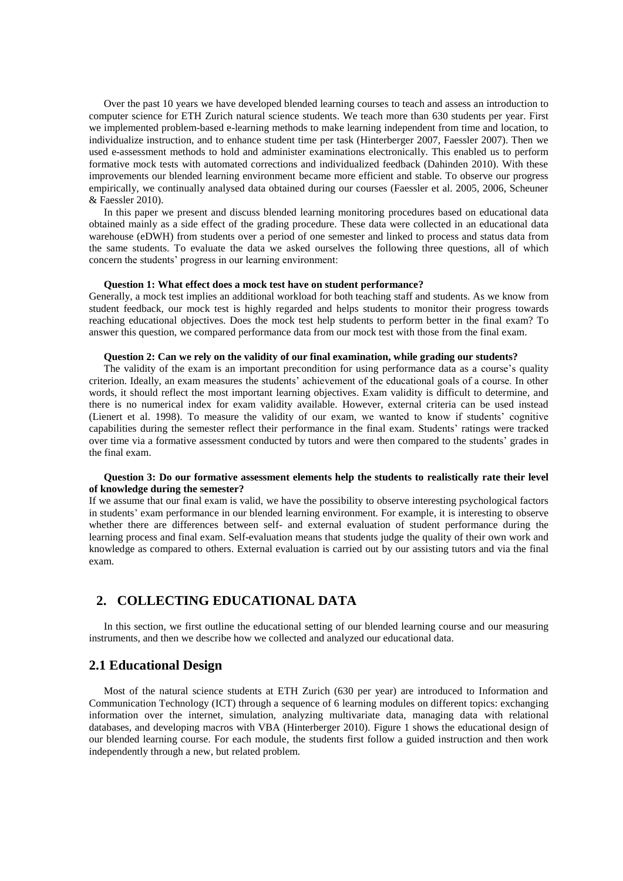Over the past 10 years we have developed blended learning courses to teach and assess an introduction to computer science for ETH Zurich natural science students. We teach more than 630 students per year. First we implemented problem-based e-learning methods to make learning independent from time and location, to individualize instruction, and to enhance student time per task (Hinterberger 2007, Faessler 2007). Then we used e-assessment methods to hold and administer examinations electronically. This enabled us to perform formative mock tests with automated corrections and individualized feedback (Dahinden 2010). With these improvements our blended learning environment became more efficient and stable. To observe our progress empirically, we continually analysed data obtained during our courses (Faessler et al. 2005, 2006, Scheuner & Faessler 2010).

In this paper we present and discuss blended learning monitoring procedures based on educational data obtained mainly as a side effect of the grading procedure. These data were collected in an educational data warehouse (eDWH) from students over a period of one semester and linked to process and status data from the same students. To evaluate the data we asked ourselves the following three questions, all of which concern the students' progress in our learning environment:

**Question 1: What effect does a mock test have on student performance?**

Generally, a mock test implies an additional workload for both teaching staff and students. As we know from student feedback, our mock test is highly regarded and helps students to monitor their progress towards reaching educational objectives. Does the mock test help students to perform better in the final exam? To answer this question, we compared performance data from our mock test with those from the final exam.

**Question 2: Can we rely on the validity of our final examination, while grading our students?**

The validity of the exam is an important precondition for using performance data as a course's quality criterion. Ideally, an exam measures the students' achievement of the educational goals of a course. In other words, it should reflect the most important learning objectives. Exam validity is difficult to determine, and there is no numerical index for exam validity available. However, external criteria can be used instead (Lienert et al. 1998). To measure the validity of our exam, we wanted to know if students' cognitive capabilities during the semester reflect their performance in the final exam. Students' ratings were tracked over time via a formative assessment conducted by tutors and were then compared to the students' grades in the final exam.

**Question 3: Do our formative assessment elements help the students to realistically rate their level of knowledge during the semester?**

If we assume that our final exam is valid, we have the possibility to observe interesting psychological factors in students' exam performance in our blended learning environment. For example, it is interesting to observe whether there are differences between self- and external evaluation of student performance during the learning process and final exam. Self-evaluation means that students judge the quality of their own work and knowledge as compared to others. External evaluation is carried out by our assisting tutors and via the final exam.

## 2. COLLECTING EDUCATIONAL DATA

In this section, we first outline the educational setting of our blended learning course and our measuring instruments, and then we describe how we collected and analyzed our educational data.

### 2.1 Educational Design

Most of the natural science students at ETH Zurich (630 per year) are introduced to Information and Communication Technology (ICT) through a sequence of 6 learning modules on different topics: exchanging information over the internet, simulation, analyzing multivariate data, managing data with relational databases, and developing macros with VBA (Hinterberger 2010). Figure 1 shows the educational design of our blended learning course. For each module, the students first follow a guided instruction and then work independently through a new, but related problem.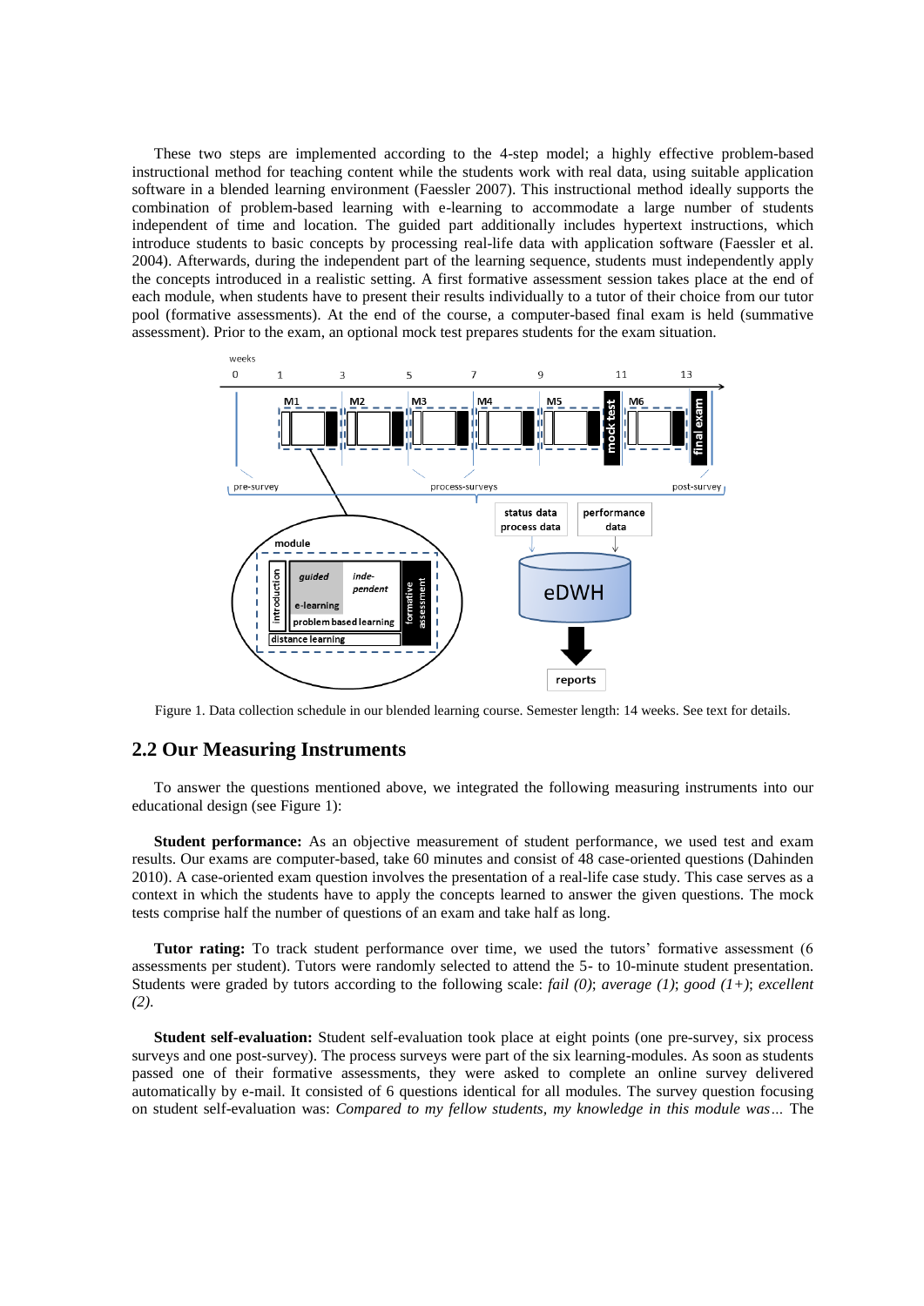These two steps are implemented according to the 4-step model; a highly effective problem-based instructional method for teaching content while the students work with real data, using suitable application software in a blended learning environment (Faessler 2007). This instructional method ideally supports the combination of problem-based learning with e-learning to accommodate a large number of students independent of time and location. The guided part additionally includes hypertext instructions, which introduce students to basic concepts by processing real-life data with application software (Faessler et al. 2004). Afterwards, during the independent part of the learning sequence, students must independently apply the concepts introduced in a realistic setting. A first formative assessment session takes place at the end of each module, when students have to present their results individually to a tutor of their choice from our tutor pool (formative assessments). At the end of the course, a computer-based final exam is held (summative assessment). Prior to the exam, an optional mock test prepares students for the exam situation.

Figure 1. Data collection schedule in our blended learning course. Semester length: 14 weeks. See text for details.

## 2.2 Our Measuring Instruments

To answer the questions mentioned above, we integrated the following measuring instruments into our educational design (see Figure 1):

**Student performance:** As an objective measurement of student performance, we used test and exam results. Our exams are computer-based, take 60 minutes and consist of 48 case-oriented questions (Dahinden 2010). A case-oriented exam question involves the presentation of a real-life case study. This case serves as a context in which the students have to apply the concepts learned to answer the given questions. The mock tests comprise half the number of questions of an exam and take half as long.

**Tutor rating:** To track student performance over time, we used the tutors' formative assessment (6 assessments per student). Tutors were randomly selected to attend the 5- to 10-minute student presentation. Students were graded by tutors according to the following scale: *fail (0)*; *average (1)*; *good (1+)*; *excellent (2)*.

**Student self-evaluation:** Student self-evaluation took place at eight points (one pre-survey, six process surveys and one post-survey). The process surveys were part of the six learning-modules. As soon as students passed one of their formative assessments, they were asked to complete an online survey delivered automatically by e-mail. It consisted of 6 questions identical for all modules. The survey question focusing on student self-evaluation was: *Compared to my fellow students, my knowledge in this module was…* The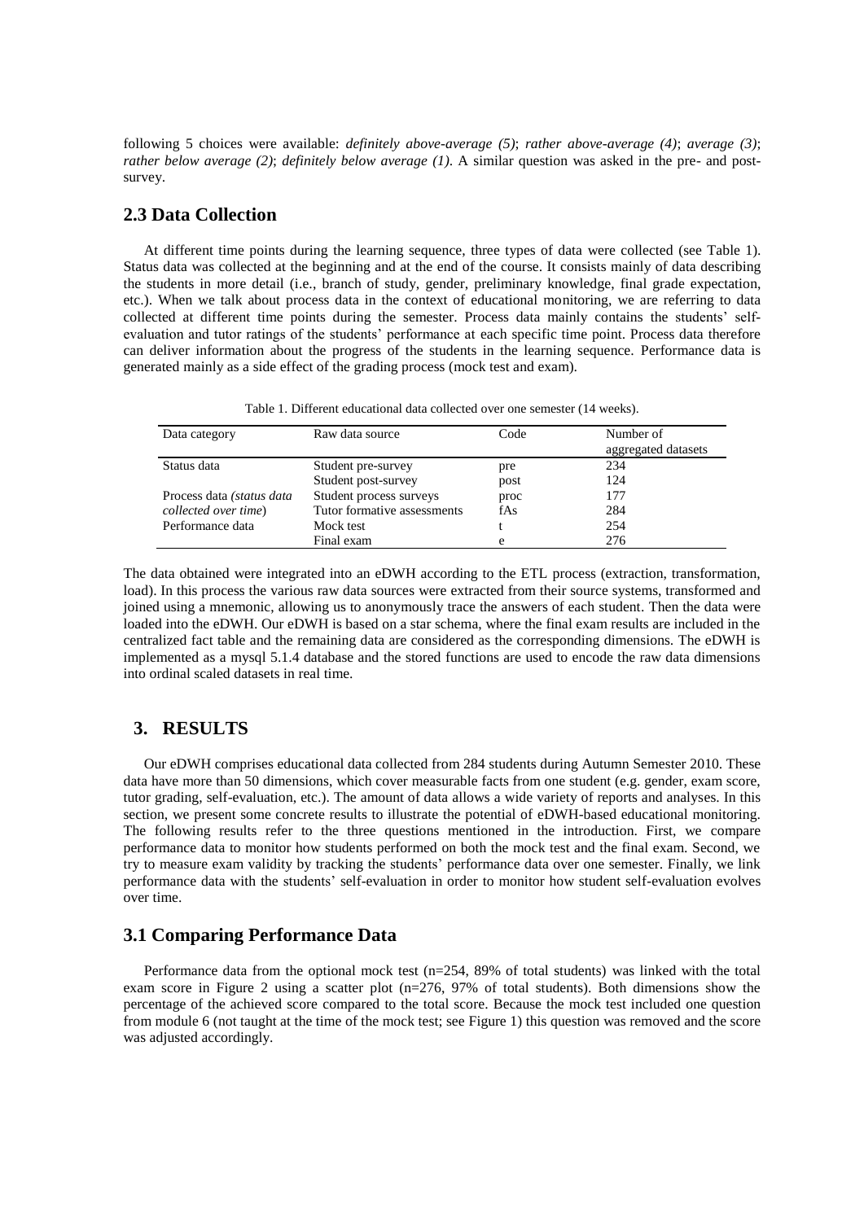following 5 choices were available: *definitely above-average (5)*; *rather above-average (4)*; *average (3)*; *rather below average (2)*; *definitely below average (1)*. A similar question was asked in the pre- and post-survey.

## 2.3 Data Collection

At different time points during the learning sequence, three types of data were collected (see Table 1). Status data was collected at the beginning and at the end of the course. It consists mainly of data describing the students in more detail (i.e., branch of study, gender, preliminary knowledge, final grade expectation, etc.). When we talk about process data in the context of educational monitoring, we are referring to data collected at different time points during the semester. Process data mainly contains the students' self-evaluation and tutor ratings of the students' performance at each specific time point. Process data therefore can deliver information about the progress of the students in the learning sequence. Performance data is generated mainly as a side effect of the grading process (mock test and exam).

Table 1. Different educational data collected over one semester (14 weeks).

| Data category | Raw data source | Code | Number of aggregated datasets |
|---|---|---|---|
| Status data | Student pre-survey | pre | 234 |
| | Student post-survey | post | 124 |
| Process data *(status data collected over time*) | Student process surveys | proc | 177 |
| | Tutor formative assessments | fAs | 284 |
| Performance data | Mock test | t | 254 |
| | Final exam | e | 276 |

The data obtained were integrated into an eDWH according to the ETL process (extraction, transformation, load). In this process the various raw data sources were extracted from their source systems, transformed and joined using a mnemonic, allowing us to anonymously trace the answers of each student. Then the data were loaded into the eDWH. Our eDWH is based on a star schema, where the final exam results are included in the centralized fact table and the remaining data are considered as the corresponding dimensions. The eDWH is implemented as a mysql 5.1.4 database and the stored functions are used to encode the raw data dimensions into ordinal scaled datasets in real time.

# 3. RESULTS

Our eDWH comprises educational data collected from 284 students during Autumn Semester 2010. These data have more than 50 dimensions, which cover measurable facts from one student (e.g. gender, exam score, tutor grading, self-evaluation, etc.). The amount of data allows a wide variety of reports and analyses. In this section, we present some concrete results to illustrate the potential of eDWH-based educational monitoring. The following results refer to the three questions mentioned in the introduction. First, we compare performance data to monitor how students performed on both the mock test and the final exam. Second, we try to measure exam validity by tracking the students' performance data over one semester. Finally, we link performance data with the students' self-evaluation in order to monitor how student self-evaluation evolves over time.

## 3.1 Comparing Performance Data

Performance data from the optional mock test (n=254, 89% of total students) was linked with the total exam score in Figure 2 using a scatter plot (n=276, 97% of total students). Both dimensions show the percentage of the achieved score compared to the total score. Because the mock test included one question from module 6 (not taught at the time of the mock test; see Figure 1) this question was removed and the score was adjusted accordingly.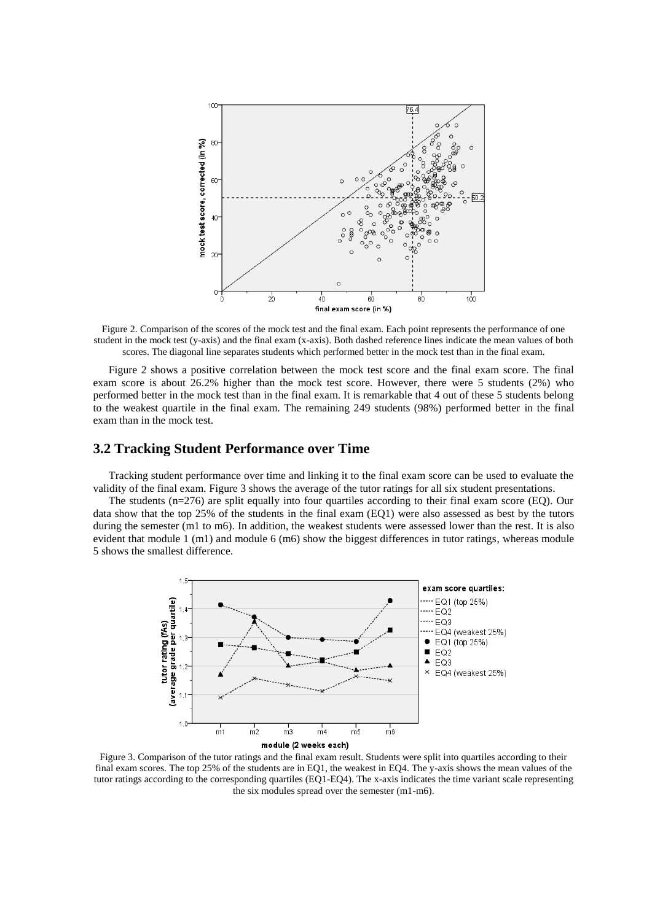Figure 2. Comparison of the scores of the mock test and the final exam. Each point represents the performance of one student in the mock test (y-axis) and the final exam (x-axis). Both dashed reference lines indicate the mean values of both scores. The diagonal line separates students which performed better in the mock test than in the final exam.

Figure 2 shows a positive correlation between the mock test score and the final exam score. The final exam score is about 26.2% higher than the mock test score. However, there were 5 students (2%) who performed better in the mock test than in the final exam. It is remarkable that 4 out of these 5 students belong to the weakest quartile in the final exam. The remaining 249 students (98%) performed better in the final exam than in the mock test.

## 3.2 Tracking Student Performance over Time

Tracking student performance over time and linking it to the final exam score can be used to evaluate the validity of the final exam. Figure 3 shows the average of the tutor ratings for all six student presentations.

The students (n=276) are split equally into four quartiles according to their final exam score (EQ). Our data show that the top 25% of the students in the final exam (EQ1) were also assessed as best by the tutors during the semester (m1 to m6). In addition, the weakest students were assessed lower than the rest. It is also evident that module 1 (m1) and module 6 (m6) show the biggest differences in tutor ratings, whereas module 5 shows the smallest difference.

Figure 3. Comparison of the tutor ratings and the final exam result. Students were split into quartiles according to their final exam scores. The top 25% of the students are in EQ1, the weakest in EQ4. The y-axis shows the mean values of the tutor ratings according to the corresponding quartiles (EQ1-EQ4). The x-axis indicates the time variant scale representing the six modules spread over the semester (m1-m6).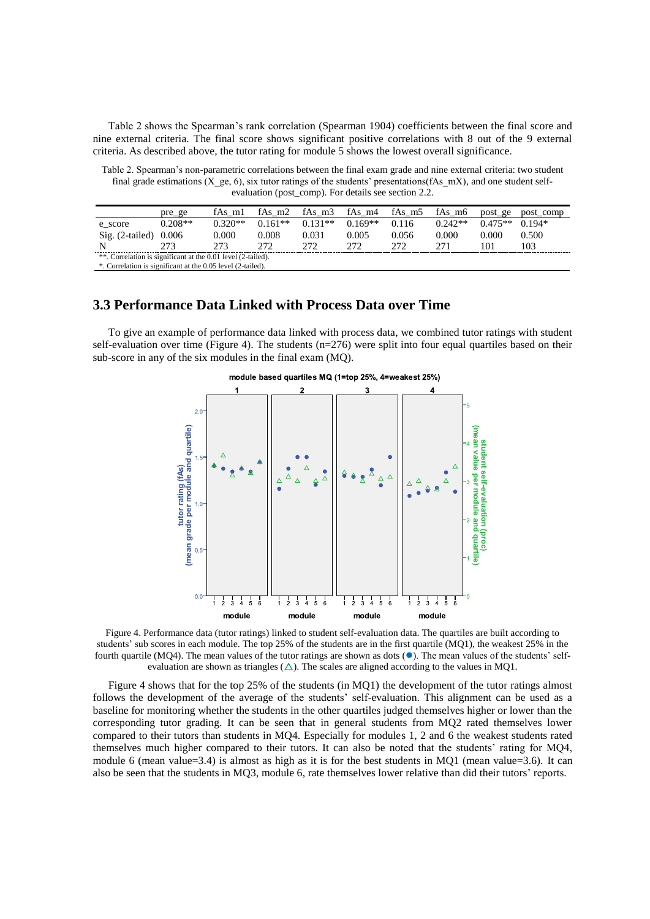Table 2 shows the Spearman's rank correlation (Spearman 1904) coefficients between the final score and nine external criteria. The final score shows significant positive correlations with 8 out of the 9 external criteria. As described above, the tutor rating for module 5 shows the lowest overall significance.

Table 2. Spearman's non-parametric correlations between the final exam grade and nine external criteria: two student final grade estimations (X_ge, 6), six tutor ratings of the students' presentations(fAs_mX), and one student self-evaluation (post_comp). For details see section 2.2.

| | pre_ge | fAs_m1 | fAs_m2 | fAs_m3 | fAs_m4 | fAs_m5 | fAs_m6 | post_ge | post_comp |
|---|---|---|---|---|---|---|---|---|---|
| e_score | 0.208** | 0.320** | 0.161** | 0.131** | 0.169** | 0.116 | 0.242** | 0.475** | 0.194* |
| Sig. (2-tailed) | 0.006 | 0.000 | 0.008 | 0.031 | 0.005 | 0.056 | 0.000 | 0.000 | 0.500 |
| N | 273 | 273 | 272 | 272 | 272 | 272 | 271 | 101 | 103 |

**. Correlation is significant at the 0.01 level (2-tailed).
*. Correlation is significant at the 0.05 level (2-tailed).

## 3.3 Performance Data Linked with Process Data over Time

To give an example of performance data linked with process data, we combined tutor ratings with student self-evaluation over time (Figure 4). The students (n=276) were split into four equal quartiles based on their sub-score in any of the six modules in the final exam (MQ).

Figure 4. Performance data (tutor ratings) linked to student self-evaluation data. The quartiles are built according to students' sub scores in each module. The top 25% of the students are in the first quartile (MQ1), the weakest 25% in the fourth quartile (MQ4). The mean values of the tutor ratings are shown as dots (●). The mean values of the students' self-evaluation are shown as triangles (△). The scales are aligned according to the values in MQ1.

Figure 4 shows that for the top 25% of the students (in MQ1) the development of the tutor ratings almost follows the development of the average of the students' self-evaluation. This alignment can be used as a baseline for monitoring whether the students in the other quartiles judged themselves higher or lower than the corresponding tutor grading. It can be seen that in general students from MQ2 rated themselves lower compared to their tutors than students in MQ4. Especially for modules 1, 2 and 6 the weakest students rated themselves much higher compared to their tutors. It can also be noted that the students' rating for MQ4, module 6 (mean value=3.4) is almost as high as it is for the best students in MQ1 (mean value=3.6). It can also be seen that the students in MQ3, module 6, rate themselves lower relative than did their tutors' reports.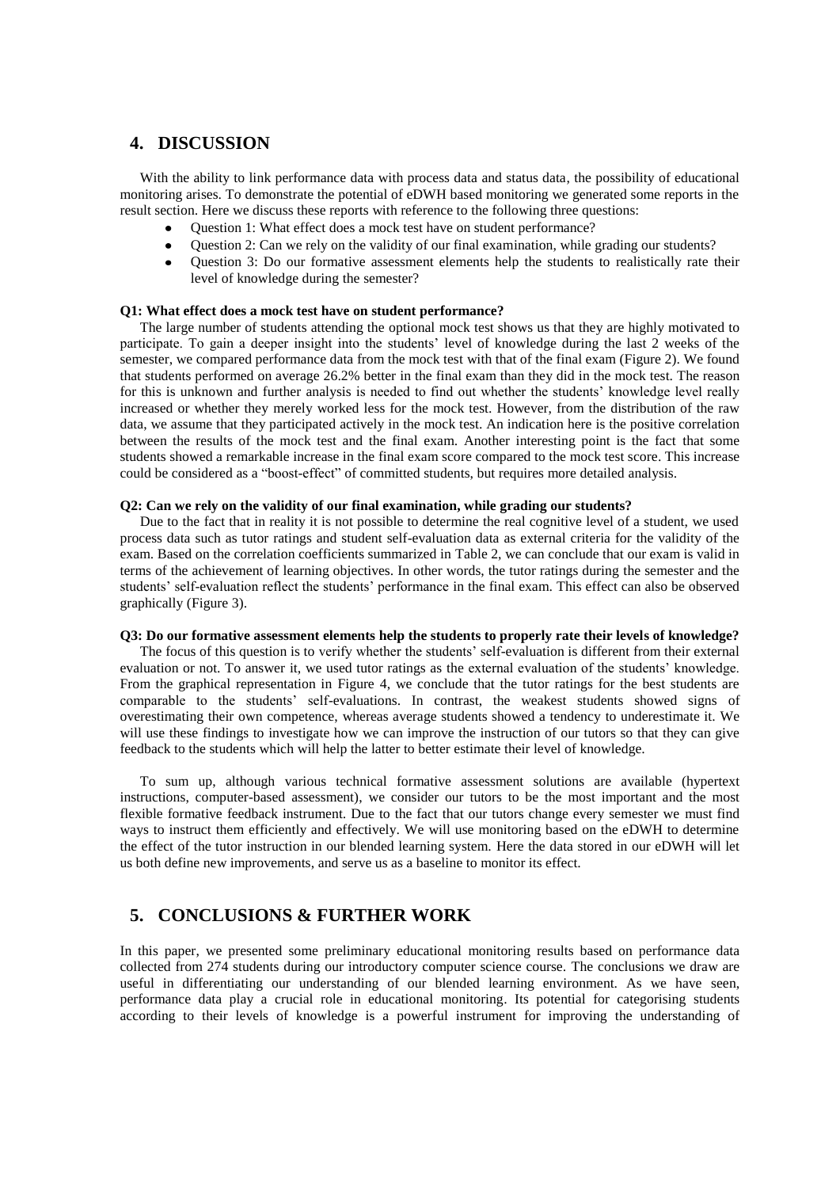## 4. DISCUSSION

With the ability to link performance data with process data and status data, the possibility of educational monitoring arises. To demonstrate the potential of eDWH based monitoring we generated some reports in the result section. Here we discuss these reports with reference to the following three questions:

- Question 1: What effect does a mock test have on student performance?
- Question 2: Can we rely on the validity of our final examination, while grading our students?
- Question 3: Do our formative assessment elements help the students to realistically rate their level of knowledge during the semester?

**Q1: What effect does a mock test have on student performance?**

The large number of students attending the optional mock test shows us that they are highly motivated to participate. To gain a deeper insight into the students' level of knowledge during the last 2 weeks of the semester, we compared performance data from the mock test with that of the final exam (Figure 2). We found that students performed on average 26.2% better in the final exam than they did in the mock test. The reason for this is unknown and further analysis is needed to find out whether the students' knowledge level really increased or whether they merely worked less for the mock test. However, from the distribution of the raw data, we assume that they participated actively in the mock test. An indication here is the positive correlation between the results of the mock test and the final exam. Another interesting point is the fact that some students showed a remarkable increase in the final exam score compared to the mock test score. This increase could be considered as a "boost-effect" of committed students, but requires more detailed analysis.

**Q2: Can we rely on the validity of our final examination, while grading our students?**

Due to the fact that in reality it is not possible to determine the real cognitive level of a student, we used process data such as tutor ratings and student self-evaluation data as external criteria for the validity of the exam. Based on the correlation coefficients summarized in Table 2, we can conclude that our exam is valid in terms of the achievement of learning objectives. In other words, the tutor ratings during the semester and the students' self-evaluation reflect the students' performance in the final exam. This effect can also be observed graphically (Figure 3).

**Q3: Do our formative assessment elements help the students to properly rate their levels of knowledge?**

The focus of this question is to verify whether the students' self-evaluation is different from their external evaluation or not. To answer it, we used tutor ratings as the external evaluation of the students' knowledge. From the graphical representation in Figure 4, we conclude that the tutor ratings for the best students are comparable to the students' self-evaluations. In contrast, the weakest students showed signs of overestimating their own competence, whereas average students showed a tendency to underestimate it. We will use these findings to investigate how we can improve the instruction of our tutors so that they can give feedback to the students which will help the latter to better estimate their level of knowledge.

To sum up, although various technical formative assessment solutions are available (hypertext instructions, computer-based assessment), we consider our tutors to be the most important and the most flexible formative feedback instrument. Due to the fact that our tutors change every semester we must find ways to instruct them efficiently and effectively. We will use monitoring based on the eDWH to determine the effect of the tutor instruction in our blended learning system. Here the data stored in our eDWH will let us both define new improvements, and serve us as a baseline to monitor its effect.

## 5. CONCLUSIONS & FURTHER WORK

In this paper, we presented some preliminary educational monitoring results based on performance data collected from 274 students during our introductory computer science course. The conclusions we draw are useful in differentiating our understanding of our blended learning environment. As we have seen, performance data play a crucial role in educational monitoring. Its potential for categorising students according to their levels of knowledge is a powerful instrument for improving the understanding of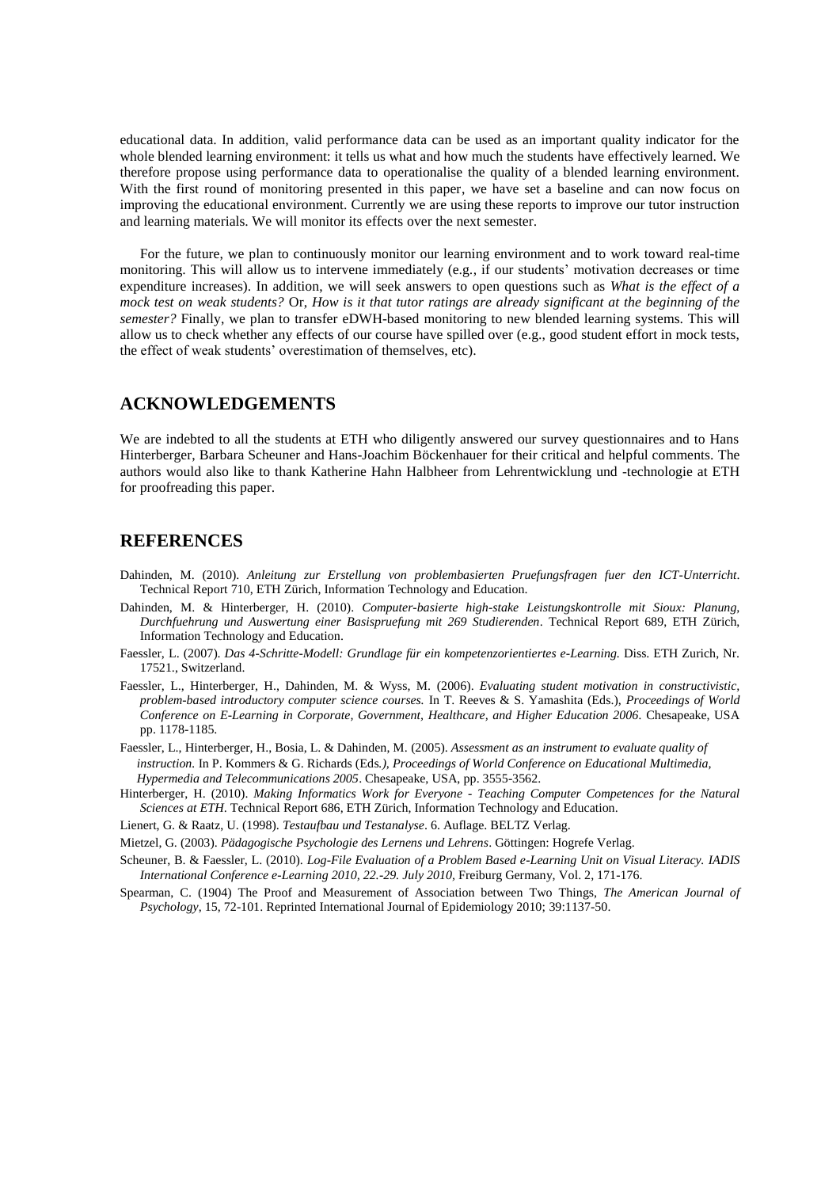educational data. In addition, valid performance data can be used as an important quality indicator for the whole blended learning environment: it tells us what and how much the students have effectively learned. We therefore propose using performance data to operationalise the quality of a blended learning environment. With the first round of monitoring presented in this paper, we have set a baseline and can now focus on improving the educational environment. Currently we are using these reports to improve our tutor instruction and learning materials. We will monitor its effects over the next semester.

For the future, we plan to continuously monitor our learning environment and to work toward real-time monitoring. This will allow us to intervene immediately (e.g., if our students' motivation decreases or time expenditure increases). In addition, we will seek answers to open questions such as *What is the effect of a mock test on weak students?* Or, *How is it that tutor ratings are already significant at the beginning of the semester?* Finally, we plan to transfer eDWH-based monitoring to new blended learning systems. This will allow us to check whether any effects of our course have spilled over (e.g., good student effort in mock tests, the effect of weak students' overestimation of themselves, etc).

## ACKNOWLEDGEMENTS

We are indebted to all the students at ETH who diligently answered our survey questionnaires and to Hans Hinterberger, Barbara Scheuner and Hans-Joachim Böckenhauer for their critical and helpful comments. The authors would also like to thank Katherine Hahn Halbheer from Lehrentwicklung und -technologie at ETH for proofreading this paper.

## REFERENCES

Dahinden, M. (2010). *Anleitung zur Erstellung von problembasierten Pruefungsfragen fuer den ICT-Unterricht*. Technical Report 710, ETH Zürich, Information Technology and Education.

Dahinden, M. & Hinterberger, H. (2010). *Computer-basierte high-stake Leistungskontrolle mit Sioux: Planung, Durchfuehrung und Auswertung einer Basispruefung mit 269 Studierenden*. Technical Report 689, ETH Zürich, Information Technology and Education.

Faessler, L. (2007). *Das 4-Schritte-Modell: Grundlage für ein kompetenzorientiertes e-Learning.* Diss. ETH Zurich, Nr. 17521., Switzerland.

Faessler, L., Hinterberger, H., Dahinden, M. & Wyss, M. (2006). *Evaluating student motivation in constructivistic, problem-based introductory computer science courses.* In T. Reeves & S. Yamashita (Eds.), *Proceedings of World Conference on E-Learning in Corporate, Government, Healthcare, and Higher Education 2006*. Chesapeake, USA pp. 1178-1185.

Faessler, L., Hinterberger, H., Bosia, L. & Dahinden, M. (2005). *Assessment as an instrument to evaluate quality of instruction.* In P. Kommers & G. Richards (Eds*.), Proceedings of World Conference on Educational Multimedia, Hypermedia and Telecommunications 2005*. Chesapeake, USA, pp. 3555-3562.

Hinterberger, H. (2010). *Making Informatics Work for Everyone - Teaching Computer Competences for the Natural Sciences at ETH*. Technical Report 686, ETH Zürich, Information Technology and Education.

Lienert, G. & Raatz, U. (1998). *Testaufbau und Testanalyse*. 6. Auflage. BELTZ Verlag.

Mietzel, G. (2003). *Pädagogische Psychologie des Lernens und Lehrens*. Göttingen: Hogrefe Verlag.

Scheuner, B. & Faessler, L. (2010). *Log-File Evaluation of a Problem Based e-Learning Unit on Visual Literacy. IADIS International Conference e-Learning 2010, 22.-29. July 2010*, Freiburg Germany, Vol. 2, 171-176.

Spearman, C. (1904) The Proof and Measurement of Association between Two Things, *The American Journal of Psychology*, 15, 72-101. Reprinted International Journal of Epidemiology 2010; 39:1137-50.